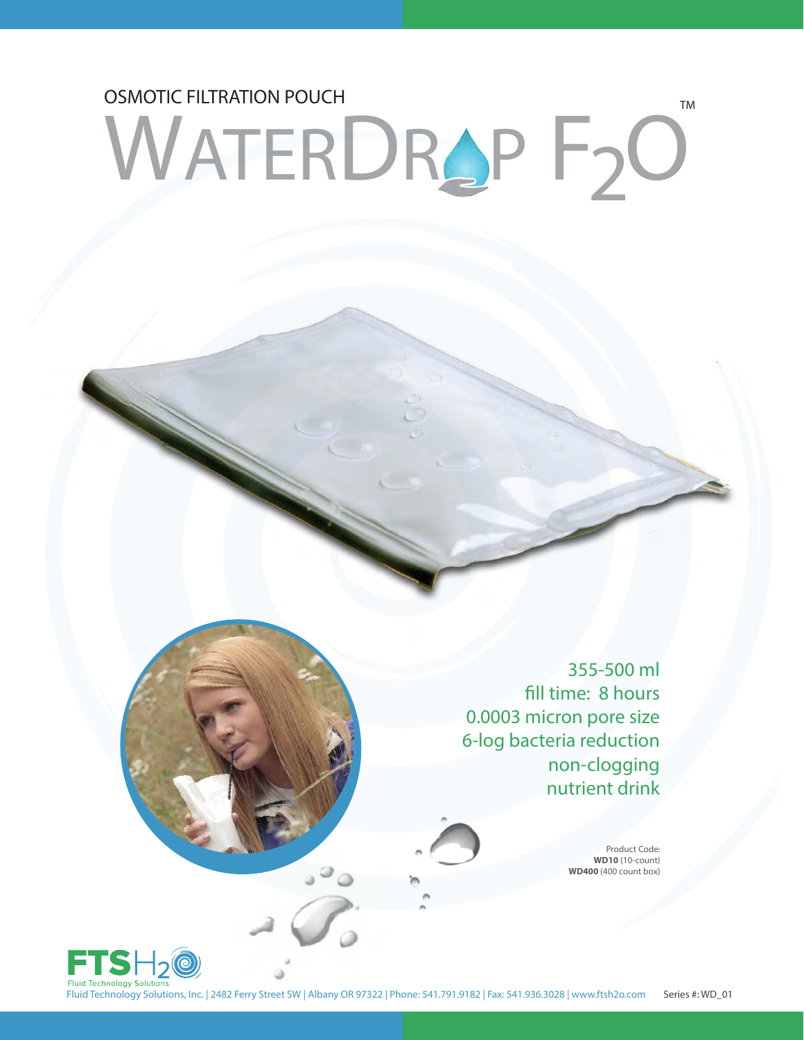OSMOTIC FILTRATION POUCH

# WATERDROP $F_2O$™

355-500 ml
fill time: 8 hours
0.0003 micron pore size
6-log bacteria reduction
non-clogging
nutrient drink

Product Code:
**WD10** (10-count)
**WD400** (400 count box)

FTS$H_2O$
Fluid Technology Solutions

Fluid Technology Solutions, Inc. | 2482 Ferry Street SW | Albany OR 97322 | Phone: 541.791.9182 | Fax: 541.936.3028 | www.ftsh2o.com

Series #: WD_01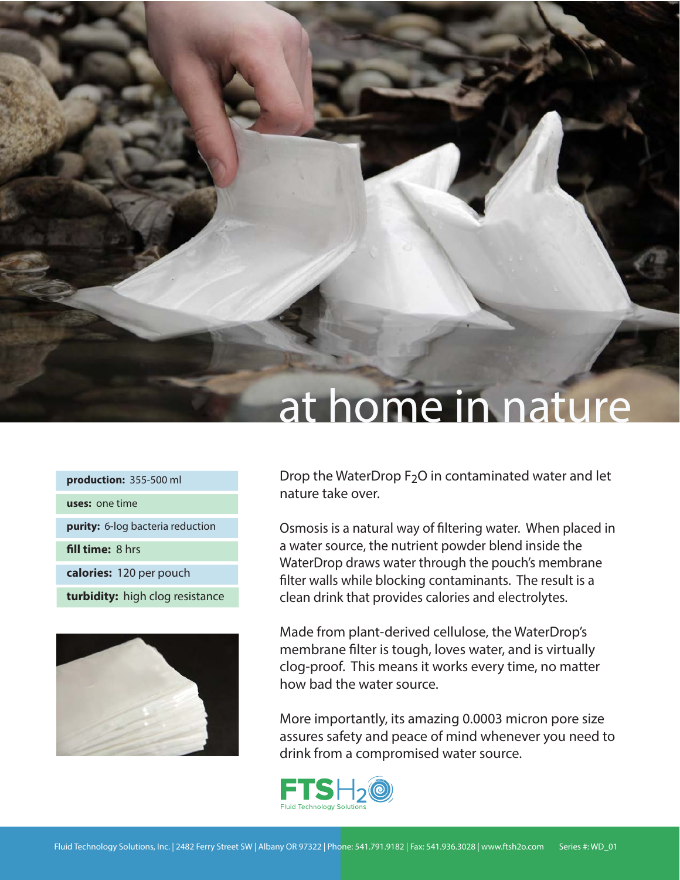# at home in nature

| | |
|---|---|
| **production:** | 355-500 ml |
| **uses:** | one time |
| **purity:** | 6-log bacteria reduction |
| **fill time:** | 8 hrs |
| **calories:** | 120 per pouch |
| **turbidity:** | high clog resistance |

Drop the WaterDrop $F_2O$ in contaminated water and let nature take over.

Osmosis is a natural way of filtering water. When placed in a water source, the nutrient powder blend inside the WaterDrop draws water through the pouch's membrane filter walls while blocking contaminants. The result is a clean drink that provides calories and electrolytes.

Made from plant-derived cellulose, the WaterDrop's membrane filter is tough, loves water, and is virtually clog-proof. This means it works every time, no matter how bad the water source.

More importantly, its amazing 0.0003 micron pore size assures safety and peace of mind whenever you need to drink from a compromised water source.

FTS$H_2O$ Fluid Technology Solutions

Fluid Technology Solutions, Inc. | 2482 Ferry Street SW | Albany OR 97322 | Phone: 541.791.9182 | Fax: 541.936.3028 | www.ftsh2o.com Series #: WD_01